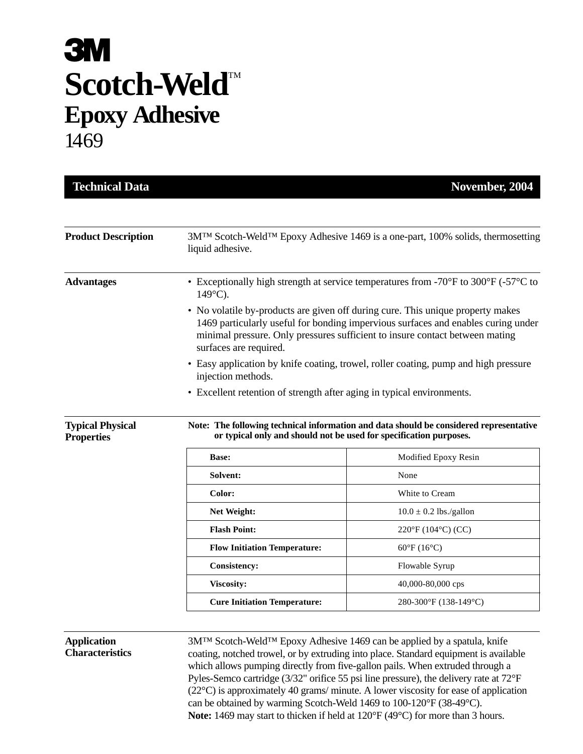# 3M

# Scotch-Weld™

## Epoxy Adhesive

1469

**Technical Data** **November, 2004**

---

**Product Description**

3M™ Scotch-Weld™ Epoxy Adhesive 1469 is a one-part, 100% solids, thermosetting liquid adhesive.

---

**Advantages**

- Exceptionally high strength at service temperatures from -70°F to 300°F (-57°C to 149°C).
- No volatile by-products are given off during cure. This unique property makes 1469 particularly useful for bonding impervious surfaces and enables curing under minimal pressure. Only pressures sufficient to insure contact between mating surfaces are required.
- Easy application by knife coating, trowel, roller coating, pump and high pressure injection methods.
- Excellent retention of strength after aging in typical environments.

---

**Typical Physical Properties**

**Note: The following technical information and data should be considered representative or typical only and should not be used for specification purposes.**

| | |
|---|---|
| **Base:** | Modified Epoxy Resin |
| **Solvent:** | None |
| **Color:** | White to Cream |
| **Net Weight:** | 10.0 ± 0.2 lbs./gallon |
| **Flash Point:** | 220°F (104°C) (CC) |
| **Flow Initiation Temperature:** | 60°F (16°C) |
| **Consistency:** | Flowable Syrup |
| **Viscosity:** | 40,000-80,000 cps |
| **Cure Initiation Temperature:** | 280-300°F (138-149°C) |

---

**Application Characteristics**

3M™ Scotch-Weld™ Epoxy Adhesive 1469 can be applied by a spatula, knife coating, notched trowel, or by extruding into place. Standard equipment is available which allows pumping directly from five-gallon pails. When extruded through a Pyles-Semco cartridge (3/32" orifice 55 psi line pressure), the delivery rate at 72°F (22°C) is approximately 40 grams/ minute. A lower viscosity for ease of application can be obtained by warming Scotch-Weld 1469 to 100-120°F (38-49°C).
**Note:** 1469 may start to thicken if held at 120°F (49°C) for more than 3 hours.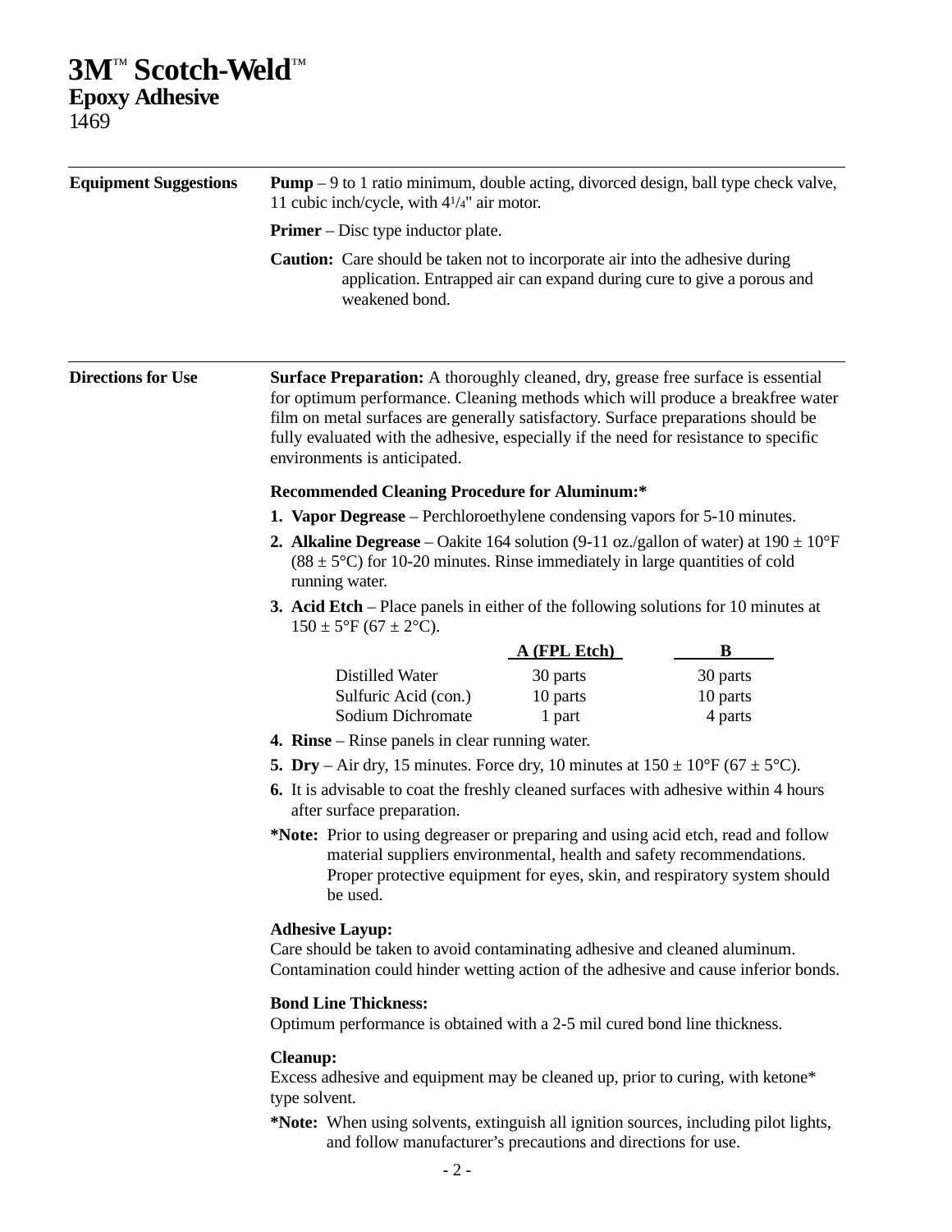# 3M™ Scotch-Weld™
## Epoxy Adhesive
1469

---

### Equipment Suggestions

**Pump** – 9 to 1 ratio minimum, double acting, divorced design, ball type check valve, 11 cubic inch/cycle, with 4 1/4" air motor.

**Primer** – Disc type inductor plate.

**Caution:** Care should be taken not to incorporate air into the adhesive during application. Entrapped air can expand during cure to give a porous and weakened bond.

---

### Directions for Use

**Surface Preparation:** A thoroughly cleaned, dry, grease free surface is essential for optimum performance. Cleaning methods which will produce a breakfree water film on metal surfaces are generally satisfactory. Surface preparations should be fully evaluated with the adhesive, especially if the need for resistance to specific environments is anticipated.

**Recommended Cleaning Procedure for Aluminum:***

1. **Vapor Degrease** – Perchloroethylene condensing vapors for 5-10 minutes.
2. **Alkaline Degrease** – Oakite 164 solution (9-11 oz./gallon of water) at 190 ± 10°F (88 ± 5°C) for 10-20 minutes. Rinse immediately in large quantities of cold running water.
3. **Acid Etch** – Place panels in either of the following solutions for 10 minutes at 150 ± 5°F (67 ± 2°C).

| | A (FPL Etch) | B |
|---|---|---|
| Distilled Water | 30 parts | 30 parts |
| Sulfuric Acid (con.) | 10 parts | 10 parts |
| Sodium Dichromate | 1 part | 4 parts |

4. **Rinse** – Rinse panels in clear running water.
5. **Dry** – Air dry, 15 minutes. Force dry, 10 minutes at 150 ± 10°F (67 ± 5°C).
6. It is advisable to coat the freshly cleaned surfaces with adhesive within 4 hours after surface preparation.

***Note:** Prior to using degreaser or preparing and using acid etch, read and follow material suppliers environmental, health and safety recommendations. Proper protective equipment for eyes, skin, and respiratory system should be used.

**Adhesive Layup:**
Care should be taken to avoid contaminating adhesive and cleaned aluminum. Contamination could hinder wetting action of the adhesive and cause inferior bonds.

**Bond Line Thickness:**
Optimum performance is obtained with a 2-5 mil cured bond line thickness.

**Cleanup:**
Excess adhesive and equipment may be cleaned up, prior to curing, with ketone* type solvent.

***Note:** When using solvents, extinguish all ignition sources, including pilot lights, and follow manufacturer's precautions and directions for use.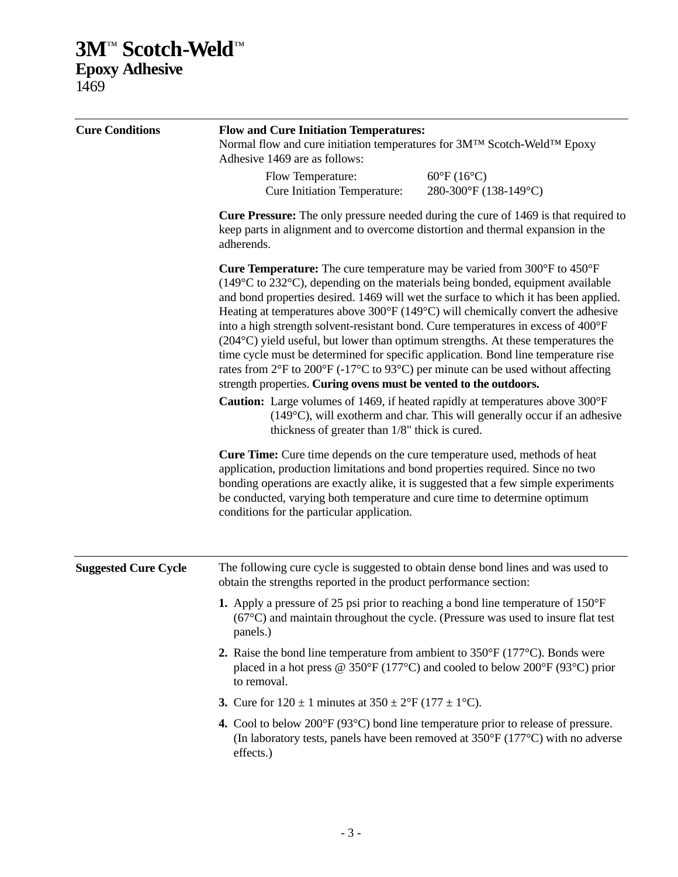# 3M™ Scotch-Weld™
## Epoxy Adhesive
1469

---

### Cure Conditions

**Flow and Cure Initiation Temperatures:**
Normal flow and cure initiation temperatures for 3M™ Scotch-Weld™ Epoxy Adhesive 1469 are as follows:

| | |
|---|---|
| Flow Temperature: | 60°F (16°C) |
| Cure Initiation Temperature: | 280-300°F (138-149°C) |

**Cure Pressure:** The only pressure needed during the cure of 1469 is that required to keep parts in alignment and to overcome distortion and thermal expansion in the adherends.

**Cure Temperature:** The cure temperature may be varied from 300°F to 450°F (149°C to 232°C), depending on the materials being bonded, equipment available and bond properties desired. 1469 will wet the surface to which it has been applied. Heating at temperatures above 300°F (149°C) will chemically convert the adhesive into a high strength solvent-resistant bond. Cure temperatures in excess of 400°F (204°C) yield useful, but lower than optimum strengths. At these temperatures the time cycle must be determined for specific application. Bond line temperature rise rates from 2°F to 200°F (-17°C to 93°C) per minute can be used without affecting strength properties. **Curing ovens must be vented to the outdoors.**

**Caution:** Large volumes of 1469, if heated rapidly at temperatures above 300°F (149°C), will exotherm and char. This will generally occur if an adhesive thickness of greater than 1/8" thick is cured.

**Cure Time:** Cure time depends on the cure temperature used, methods of heat application, production limitations and bond properties required. Since no two bonding operations are exactly alike, it is suggested that a few simple experiments be conducted, varying both temperature and cure time to determine optimum conditions for the particular application.

---

### Suggested Cure Cycle

The following cure cycle is suggested to obtain dense bond lines and was used to obtain the strengths reported in the product performance section:

1. Apply a pressure of 25 psi prior to reaching a bond line temperature of 150°F (67°C) and maintain throughout the cycle. (Pressure was used to insure flat test panels.)
2. Raise the bond line temperature from ambient to 350°F (177°C). Bonds were placed in a hot press @ 350°F (177°C) and cooled to below 200°F (93°C) prior to removal.
3. Cure for 120 ± 1 minutes at 350 ± 2°F (177 ± 1°C).
4. Cool to below 200°F (93°C) bond line temperature prior to release of pressure. (In laboratory tests, panels have been removed at 350°F (177°C) with no adverse effects.)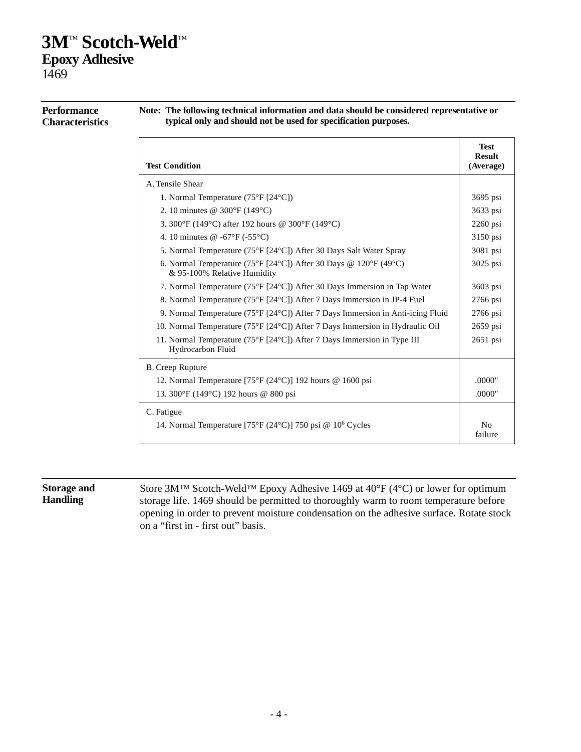# 3M™ Scotch-Weld™ Epoxy Adhesive 1469

## Performance Characteristics

**Note: The following technical information and data should be considered representative or typical only and should not be used for specification purposes.**

| Test Condition | Test Result (Average) |
|---|---|
| A. Tensile Shear | |
| 1. Normal Temperature (75°F [24°C]) | 3695 psi |
| 2. 10 minutes @ 300°F (149°C) | 3633 psi |
| 3. 300°F (149°C) after 192 hours @ 300°F (149°C) | 2260 psi |
| 4. 10 minutes @ -67°F (-55°C) | 3150 psi |
| 5. Normal Temperature (75°F [24°C]) After 30 Days Salt Water Spray | 3081 psi |
| 6. Normal Temperature (75°F [24°C]) After 30 Days @ 120°F (49°C) & 95-100% Relative Humidity | 3025 psi |
| 7. Normal Temperature (75°F [24°C]) After 30 Days Immersion in Tap Water | 3603 psi |
| 8. Normal Temperature (75°F [24°C]) After 7 Days Immersion in JP-4 Fuel | 2766 psi |
| 9. Normal Temperature (75°F [24°C]) After 7 Days Immersion in Anti-icing Fluid | 2766 psi |
| 10. Normal Temperature (75°F [24°C]) After 7 Days Immersion in Hydraulic Oil | 2659 psi |
| 11. Normal Temperature (75°F [24°C]) After 7 Days Immersion in Type III Hydrocarbon Fluid | 2651 psi |
| B. Creep Rupture | |
| 12. Normal Temperature [75°F (24°C)] 192 hours @ 1600 psi | .0000" |
| 13. 300°F (149°C) 192 hours @ 800 psi | .0000" |
| C. Fatigue | |
| 14. Normal Temperature [75°F (24°C)] 750 psi @ $10^6$ Cycles | No failure |

## Storage and Handling

Store 3M™ Scotch-Weld™ Epoxy Adhesive 1469 at 40°F (4°C) or lower for optimum storage life. 1469 should be permitted to thoroughly warm to room temperature before opening in order to prevent moisture condensation on the adhesive surface. Rotate stock on a “first in - first out” basis.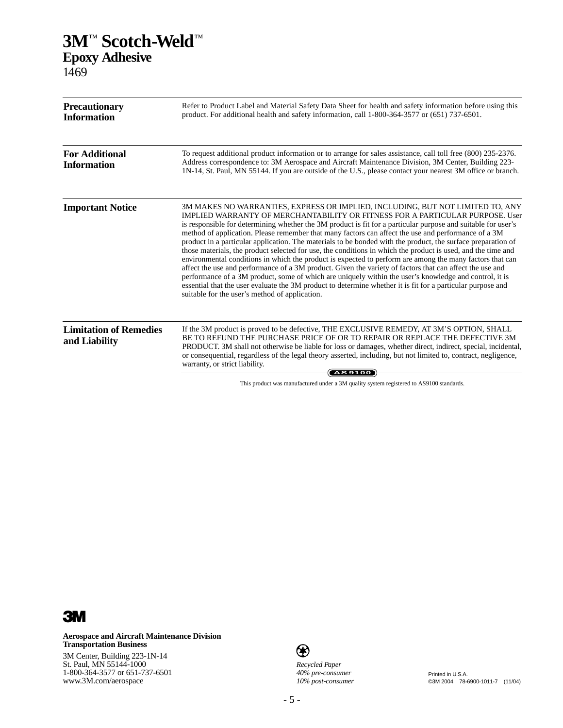# 3M™ Scotch-Weld™
## Epoxy Adhesive
1469

**Precautionary Information**

Refer to Product Label and Material Safety Data Sheet for health and safety information before using this product. For additional health and safety information, call 1-800-364-3577 or (651) 737-6501.

**For Additional Information**

To request additional product information or to arrange for sales assistance, call toll free (800) 235-2376. Address correspondence to: 3M Aerospace and Aircraft Maintenance Division, 3M Center, Building 223-1N-14, St. Paul, MN 55144. If you are outside of the U.S., please contact your nearest 3M office or branch.

**Important Notice**

3M MAKES NO WARRANTIES, EXPRESS OR IMPLIED, INCLUDING, BUT NOT LIMITED TO, ANY IMPLIED WARRANTY OF MERCHANTABILITY OR FITNESS FOR A PARTICULAR PURPOSE. User is responsible for determining whether the 3M product is fit for a particular purpose and suitable for user's method of application. Please remember that many factors can affect the use and performance of a 3M product in a particular application. The materials to be bonded with the product, the surface preparation of those materials, the product selected for use, the conditions in which the product is used, and the time and environmental conditions in which the product is expected to perform are among the many factors that can affect the use and performance of a 3M product. Given the variety of factors that can affect the use and performance of a 3M product, some of which are uniquely within the user's knowledge and control, it is essential that the user evaluate the 3M product to determine whether it is fit for a particular purpose and suitable for the user's method of application.

**Limitation of Remedies and Liability**

If the 3M product is proved to be defective, THE EXCLUSIVE REMEDY, AT 3M'S OPTION, SHALL BE TO REFUND THE PURCHASE PRICE OF OR TO REPAIR OR REPLACE THE DEFECTIVE 3M PRODUCT. 3M shall not otherwise be liable for loss or damages, whether direct, indirect, special, incidental, or consequential, regardless of the legal theory asserted, including, but not limited to, contract, negligence, warranty, or strict liability.

AS9100

This product was manufactured under a 3M quality system registered to AS9100 standards.

3M

**Aerospace and Aircraft Maintenance Division**
**Transportation Business**

3M Center, Building 223-1N-14
St. Paul, MN 55144-1000
1-800-364-3577 or 651-737-6501
www.3M.com/aerospace

*Recycled Paper*
*40% pre-consumer*
*10% post-consumer*

Printed in U.S.A.
©3M 2004 78-6900-1011-7 (11/04)